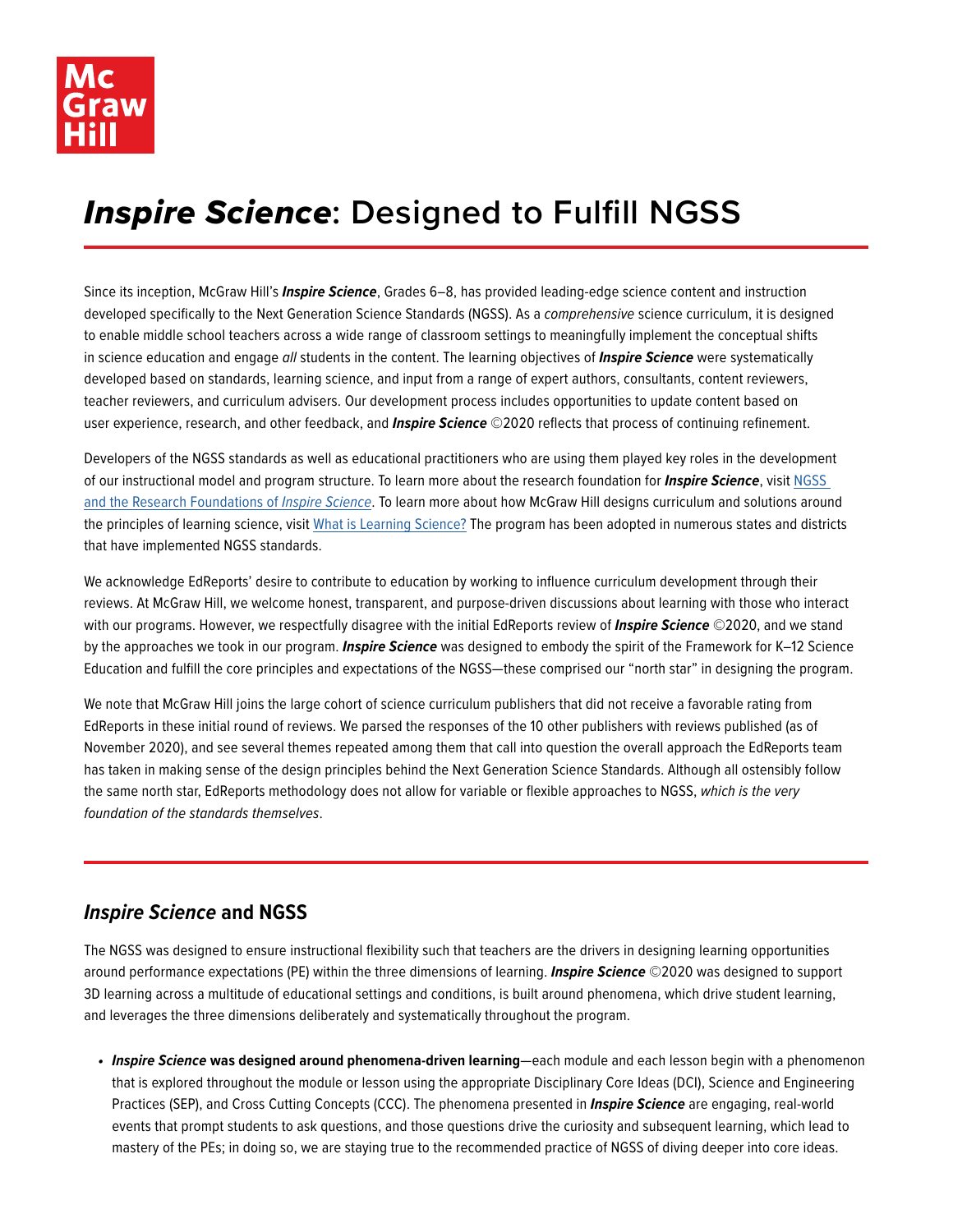# *Inspire Science*: Designed to Fulfill NGSS

Since its inception, McGraw Hill's ***Inspire Science***, Grades 6–8, has provided leading-edge science content and instruction developed specifically to the Next Generation Science Standards (NGSS). As a *comprehensive* science curriculum, it is designed to enable middle school teachers across a wide range of classroom settings to meaningfully implement the conceptual shifts in science education and engage *all* students in the content. The learning objectives of ***Inspire Science*** were systematically developed based on standards, learning science, and input from a range of expert authors, consultants, content reviewers, teacher reviewers, and curriculum advisers. Our development process includes opportunities to update content based on user experience, research, and other feedback, and ***Inspire Science*** ©2020 reflects that process of continuing refinement.

Developers of the NGSS standards as well as educational practitioners who are using them played key roles in the development of our instructional model and program structure. To learn more about the research foundation for ***Inspire Science***, visit NGSS and the Research Foundations of *Inspire Science*. To learn more about how McGraw Hill designs curriculum and solutions around the principles of learning science, visit What is Learning Science? The program has been adopted in numerous states and districts that have implemented NGSS standards.

We acknowledge EdReports' desire to contribute to education by working to influence curriculum development through their reviews. At McGraw Hill, we welcome honest, transparent, and purpose-driven discussions about learning with those who interact with our programs. However, we respectfully disagree with the initial EdReports review of ***Inspire Science*** ©2020, and we stand by the approaches we took in our program. ***Inspire Science*** was designed to embody the spirit of the Framework for K–12 Science Education and fulfill the core principles and expectations of the NGSS—these comprised our "north star" in designing the program.

We note that McGraw Hill joins the large cohort of science curriculum publishers that did not receive a favorable rating from EdReports in these initial round of reviews. We parsed the responses of the 10 other publishers with reviews published (as of November 2020), and see several themes repeated among them that call into question the overall approach the EdReports team has taken in making sense of the design principles behind the Next Generation Science Standards. Although all ostensibly follow the same north star, EdReports methodology does not allow for variable or flexible approaches to NGSS, *which is the very foundation of the standards themselves*.

## *Inspire Science* and NGSS

The NGSS was designed to ensure instructional flexibility such that teachers are the drivers in designing learning opportunities around performance expectations (PE) within the three dimensions of learning. ***Inspire Science*** ©2020 was designed to support 3D learning across a multitude of educational settings and conditions, is built around phenomena, which drive student learning, and leverages the three dimensions deliberately and systematically throughout the program.

- ***Inspire Science* was designed around phenomena-driven learning**—each module and each lesson begin with a phenomenon that is explored throughout the module or lesson using the appropriate Disciplinary Core Ideas (DCI), Science and Engineering Practices (SEP), and Cross Cutting Concepts (CCC). The phenomena presented in ***Inspire Science*** are engaging, real-world events that prompt students to ask questions, and those questions drive the curiosity and subsequent learning, which lead to mastery of the PEs; in doing so, we are staying true to the recommended practice of NGSS of diving deeper into core ideas.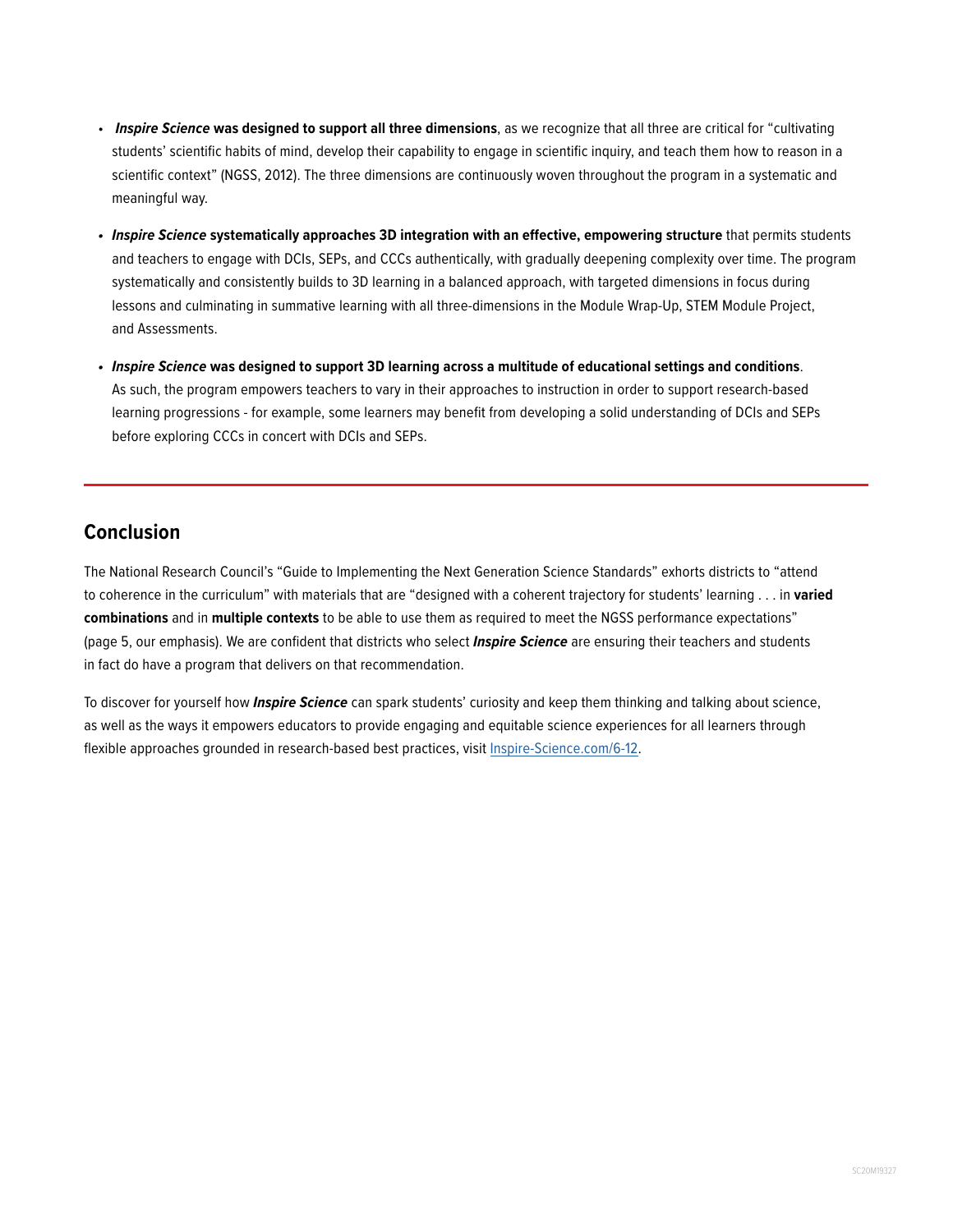- ***Inspire Science* was designed to support all three dimensions**, as we recognize that all three are critical for "cultivating students' scientific habits of mind, develop their capability to engage in scientific inquiry, and teach them how to reason in a scientific context" (NGSS, 2012). The three dimensions are continuously woven throughout the program in a systematic and meaningful way.

- ***Inspire Science* systematically approaches 3D integration with an effective, empowering structure** that permits students and teachers to engage with DCIs, SEPs, and CCCs authentically, with gradually deepening complexity over time. The program systematically and consistently builds to 3D learning in a balanced approach, with targeted dimensions in focus during lessons and culminating in summative learning with all three-dimensions in the Module Wrap-Up, STEM Module Project, and Assessments.

- ***Inspire Science* was designed to support 3D learning across a multitude of educational settings and conditions**. As such, the program empowers teachers to vary in their approaches to instruction in order to support research-based learning progressions - for example, some learners may benefit from developing a solid understanding of DCIs and SEPs before exploring CCCs in concert with DCIs and SEPs.

---

## Conclusion

The National Research Council's "Guide to Implementing the Next Generation Science Standards" exhorts districts to "attend to coherence in the curriculum" with materials that are "designed with a coherent trajectory for students' learning . . . in **varied combinations** and in **multiple contexts** to be able to use them as required to meet the NGSS performance expectations" (page 5, our emphasis). We are confident that districts who select ***Inspire Science*** are ensuring their teachers and students in fact do have a program that delivers on that recommendation.

To discover for yourself how ***Inspire Science*** can spark students' curiosity and keep them thinking and talking about science, as well as the ways it empowers educators to provide engaging and equitable science experiences for all learners through flexible approaches grounded in research-based best practices, visit [Inspire-Science.com/6-12](Inspire-Science.com/6-12).

SC20M19327